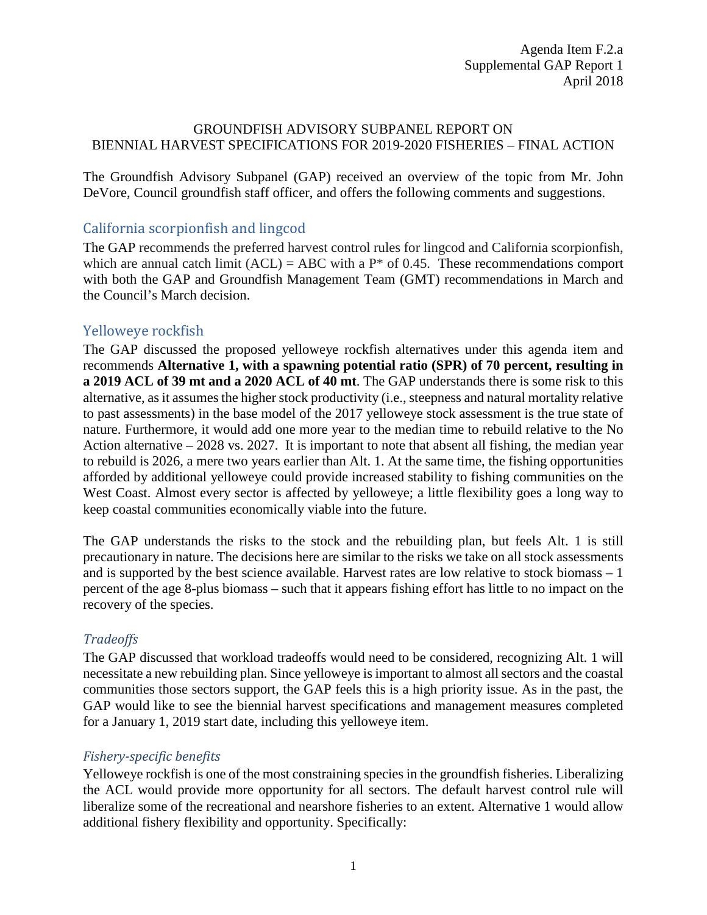Agenda Item F.2.a
Supplemental GAP Report 1
April 2018

# GROUNDFISH ADVISORY SUBPANEL REPORT ON BIENNIAL HARVEST SPECIFICATIONS FOR 2019-2020 FISHERIES – FINAL ACTION

The Groundfish Advisory Subpanel (GAP) received an overview of the topic from Mr. John DeVore, Council groundfish staff officer, and offers the following comments and suggestions.

## California scorpionfish and lingcod

The GAP recommends the preferred harvest control rules for lingcod and California scorpionfish, which are annual catch limit (ACL) = ABC with a P* of 0.45. These recommendations comport with both the GAP and Groundfish Management Team (GMT) recommendations in March and the Council's March decision.

## Yelloweye rockfish

The GAP discussed the proposed yelloweye rockfish alternatives under this agenda item and recommends **Alternative 1, with a spawning potential ratio (SPR) of 70 percent, resulting in a 2019 ACL of 39 mt and a 2020 ACL of 40 mt**. The GAP understands there is some risk to this alternative, as it assumes the higher stock productivity (i.e., steepness and natural mortality relative to past assessments) in the base model of the 2017 yelloweye stock assessment is the true state of nature. Furthermore, it would add one more year to the median time to rebuild relative to the No Action alternative – 2028 vs. 2027. It is important to note that absent all fishing, the median year to rebuild is 2026, a mere two years earlier than Alt. 1. At the same time, the fishing opportunities afforded by additional yelloweye could provide increased stability to fishing communities on the West Coast. Almost every sector is affected by yelloweye; a little flexibility goes a long way to keep coastal communities economically viable into the future.

The GAP understands the risks to the stock and the rebuilding plan, but feels Alt. 1 is still precautionary in nature. The decisions here are similar to the risks we take on all stock assessments and is supported by the best science available. Harvest rates are low relative to stock biomass – 1 percent of the age 8-plus biomass – such that it appears fishing effort has little to no impact on the recovery of the species.

### *Tradeoffs*

The GAP discussed that workload tradeoffs would need to be considered, recognizing Alt. 1 will necessitate a new rebuilding plan. Since yelloweye is important to almost all sectors and the coastal communities those sectors support, the GAP feels this is a high priority issue. As in the past, the GAP would like to see the biennial harvest specifications and management measures completed for a January 1, 2019 start date, including this yelloweye item.

### *Fishery-specific benefits*

Yelloweye rockfish is one of the most constraining species in the groundfish fisheries. Liberalizing the ACL would provide more opportunity for all sectors. The default harvest control rule will liberalize some of the recreational and nearshore fisheries to an extent. Alternative 1 would allow additional fishery flexibility and opportunity. Specifically: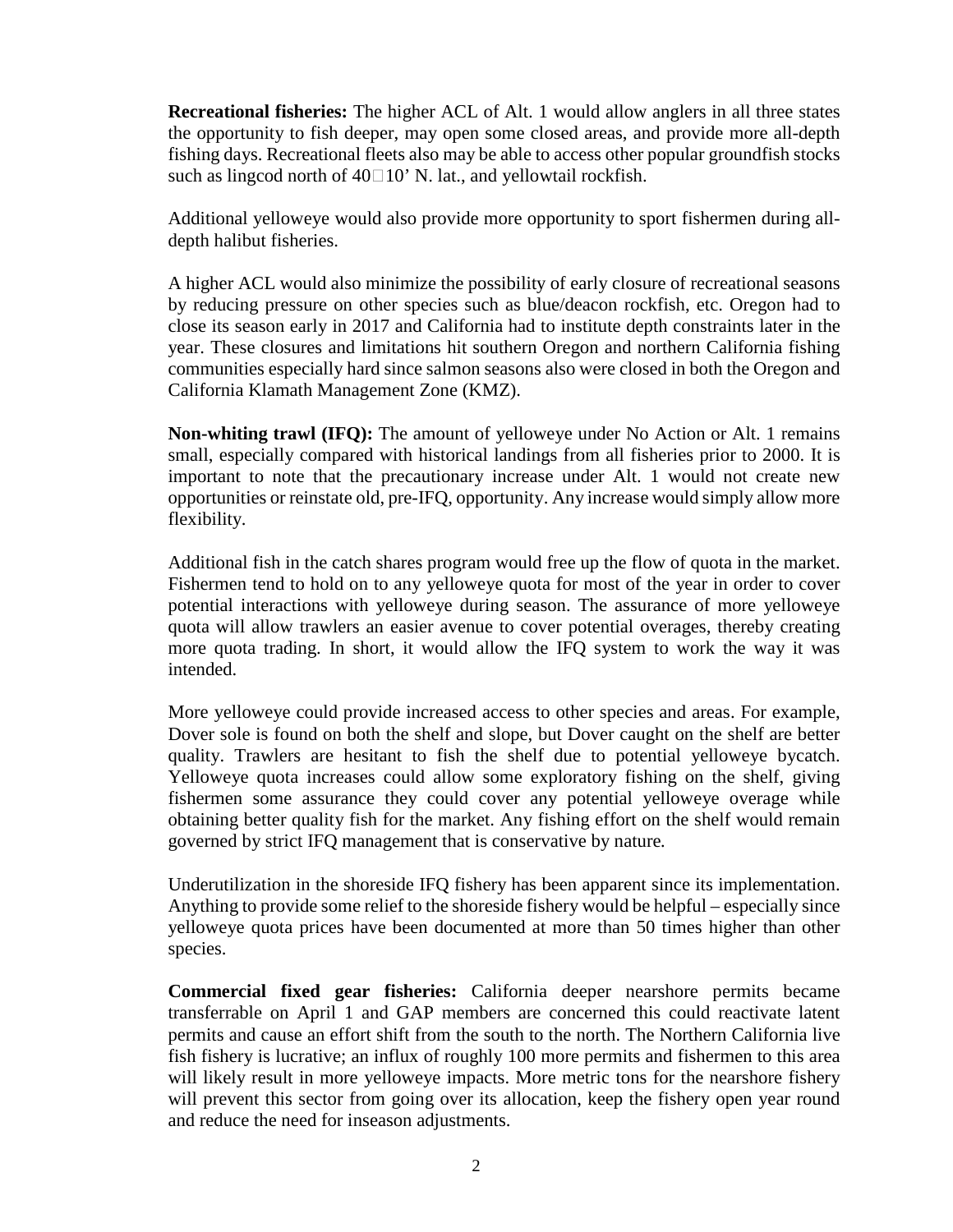**Recreational fisheries:** The higher ACL of Alt. 1 would allow anglers in all three states the opportunity to fish deeper, may open some closed areas, and provide more all-depth fishing days. Recreational fleets also may be able to access other popular groundfish stocks such as lingcod north of 40°10' N. lat., and yellowtail rockfish.

Additional yelloweye would also provide more opportunity to sport fishermen during all-depth halibut fisheries.

A higher ACL would also minimize the possibility of early closure of recreational seasons by reducing pressure on other species such as blue/deacon rockfish, etc. Oregon had to close its season early in 2017 and California had to institute depth constraints later in the year. These closures and limitations hit southern Oregon and northern California fishing communities especially hard since salmon seasons also were closed in both the Oregon and California Klamath Management Zone (KMZ).

**Non-whiting trawl (IFQ):** The amount of yelloweye under No Action or Alt. 1 remains small, especially compared with historical landings from all fisheries prior to 2000. It is important to note that the precautionary increase under Alt. 1 would not create new opportunities or reinstate old, pre-IFQ, opportunity. Any increase would simply allow more flexibility.

Additional fish in the catch shares program would free up the flow of quota in the market. Fishermen tend to hold on to any yelloweye quota for most of the year in order to cover potential interactions with yelloweye during season. The assurance of more yelloweye quota will allow trawlers an easier avenue to cover potential overages, thereby creating more quota trading. In short, it would allow the IFQ system to work the way it was intended.

More yelloweye could provide increased access to other species and areas. For example, Dover sole is found on both the shelf and slope, but Dover caught on the shelf are better quality. Trawlers are hesitant to fish the shelf due to potential yelloweye bycatch. Yelloweye quota increases could allow some exploratory fishing on the shelf, giving fishermen some assurance they could cover any potential yelloweye overage while obtaining better quality fish for the market. Any fishing effort on the shelf would remain governed by strict IFQ management that is conservative by nature.

Underutilization in the shoreside IFQ fishery has been apparent since its implementation. Anything to provide some relief to the shoreside fishery would be helpful – especially since yelloweye quota prices have been documented at more than 50 times higher than other species.

**Commercial fixed gear fisheries:** California deeper nearshore permits became transferrable on April 1 and GAP members are concerned this could reactivate latent permits and cause an effort shift from the south to the north. The Northern California live fish fishery is lucrative; an influx of roughly 100 more permits and fishermen to this area will likely result in more yelloweye impacts. More metric tons for the nearshore fishery will prevent this sector from going over its allocation, keep the fishery open year round and reduce the need for inseason adjustments.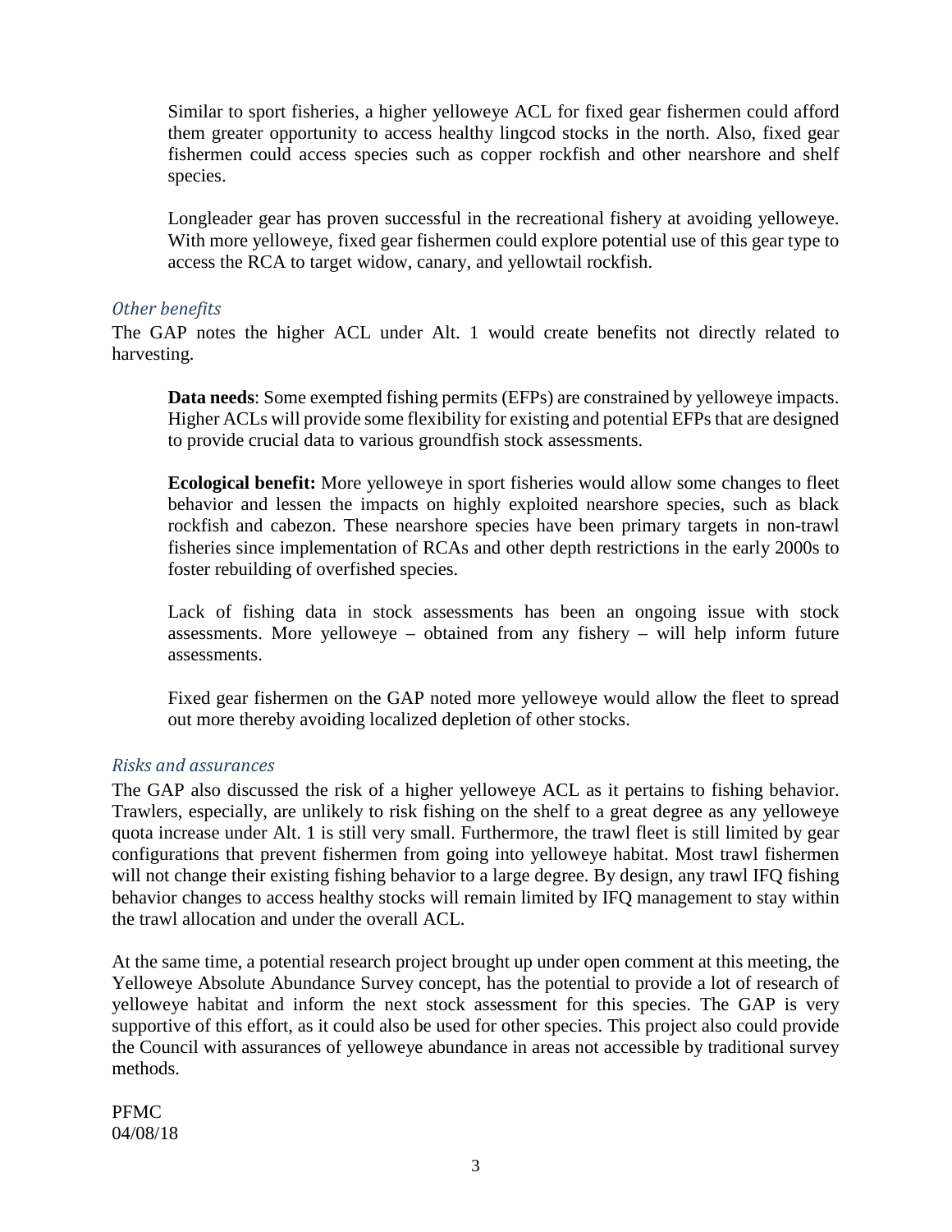Similar to sport fisheries, a higher yelloweye ACL for fixed gear fishermen could afford them greater opportunity to access healthy lingcod stocks in the north. Also, fixed gear fishermen could access species such as copper rockfish and other nearshore and shelf species.

Longleader gear has proven successful in the recreational fishery at avoiding yelloweye. With more yelloweye, fixed gear fishermen could explore potential use of this gear type to access the RCA to target widow, canary, and yellowtail rockfish.

### *Other benefits*

The GAP notes the higher ACL under Alt. 1 would create benefits not directly related to harvesting.

**Data needs**: Some exempted fishing permits (EFPs) are constrained by yelloweye impacts. Higher ACLs will provide some flexibility for existing and potential EFPs that are designed to provide crucial data to various groundfish stock assessments.

**Ecological benefit:** More yelloweye in sport fisheries would allow some changes to fleet behavior and lessen the impacts on highly exploited nearshore species, such as black rockfish and cabezon. These nearshore species have been primary targets in non-trawl fisheries since implementation of RCAs and other depth restrictions in the early 2000s to foster rebuilding of overfished species.

Lack of fishing data in stock assessments has been an ongoing issue with stock assessments. More yelloweye – obtained from any fishery – will help inform future assessments.

Fixed gear fishermen on the GAP noted more yelloweye would allow the fleet to spread out more thereby avoiding localized depletion of other stocks.

### *Risks and assurances*

The GAP also discussed the risk of a higher yelloweye ACL as it pertains to fishing behavior. Trawlers, especially, are unlikely to risk fishing on the shelf to a great degree as any yelloweye quota increase under Alt. 1 is still very small. Furthermore, the trawl fleet is still limited by gear configurations that prevent fishermen from going into yelloweye habitat. Most trawl fishermen will not change their existing fishing behavior to a large degree. By design, any trawl IFQ fishing behavior changes to access healthy stocks will remain limited by IFQ management to stay within the trawl allocation and under the overall ACL.

At the same time, a potential research project brought up under open comment at this meeting, the Yelloweye Absolute Abundance Survey concept, has the potential to provide a lot of research of yelloweye habitat and inform the next stock assessment for this species. The GAP is very supportive of this effort, as it could also be used for other species. This project also could provide the Council with assurances of yelloweye abundance in areas not accessible by traditional survey methods.

PFMC
04/08/18